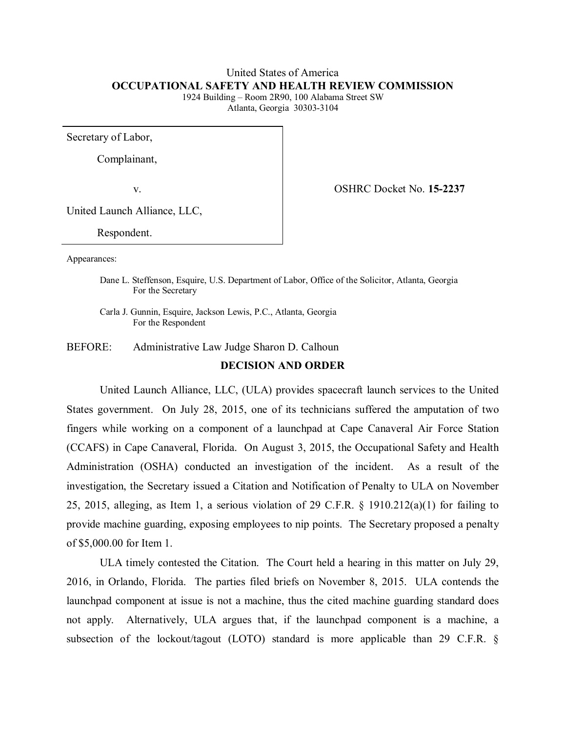United States of America

**OCCUPATIONAL SAFETY AND HEALTH REVIEW COMMISSION**

1924 Building – Room 2R90, 100 Alabama Street SW
Atlanta, Georgia 30303-3104

| | |
|---|---|
| Secretary of Labor,<br>Complainant,<br>v.<br>United Launch Alliance, LLC,<br>Respondent. | OSHRC Docket No. **15-2237** |

Appearances:

Dane L. Steffenson, Esquire, U.S. Department of Labor, Office of the Solicitor, Atlanta, Georgia
For the Secretary

Carla J. Gunnin, Esquire, Jackson Lewis, P.C., Atlanta, Georgia
For the Respondent

BEFORE: Administrative Law Judge Sharon D. Calhoun

**DECISION AND ORDER**

United Launch Alliance, LLC, (ULA) provides spacecraft launch services to the United States government. On July 28, 2015, one of its technicians suffered the amputation of two fingers while working on a component of a launchpad at Cape Canaveral Air Force Station (CCAFS) in Cape Canaveral, Florida. On August 3, 2015, the Occupational Safety and Health Administration (OSHA) conducted an investigation of the incident. As a result of the investigation, the Secretary issued a Citation and Notification of Penalty to ULA on November 25, 2015, alleging, as Item 1, a serious violation of 29 C.F.R. § 1910.212(a)(1) for failing to provide machine guarding, exposing employees to nip points. The Secretary proposed a penalty of $5,000.00 for Item 1.

ULA timely contested the Citation. The Court held a hearing in this matter on July 29, 2016, in Orlando, Florida. The parties filed briefs on November 8, 2015. ULA contends the launchpad component at issue is not a machine, thus the cited machine guarding standard does not apply. Alternatively, ULA argues that, if the launchpad component is a machine, a subsection of the lockout/tagout (LOTO) standard is more applicable than 29 C.F.R. §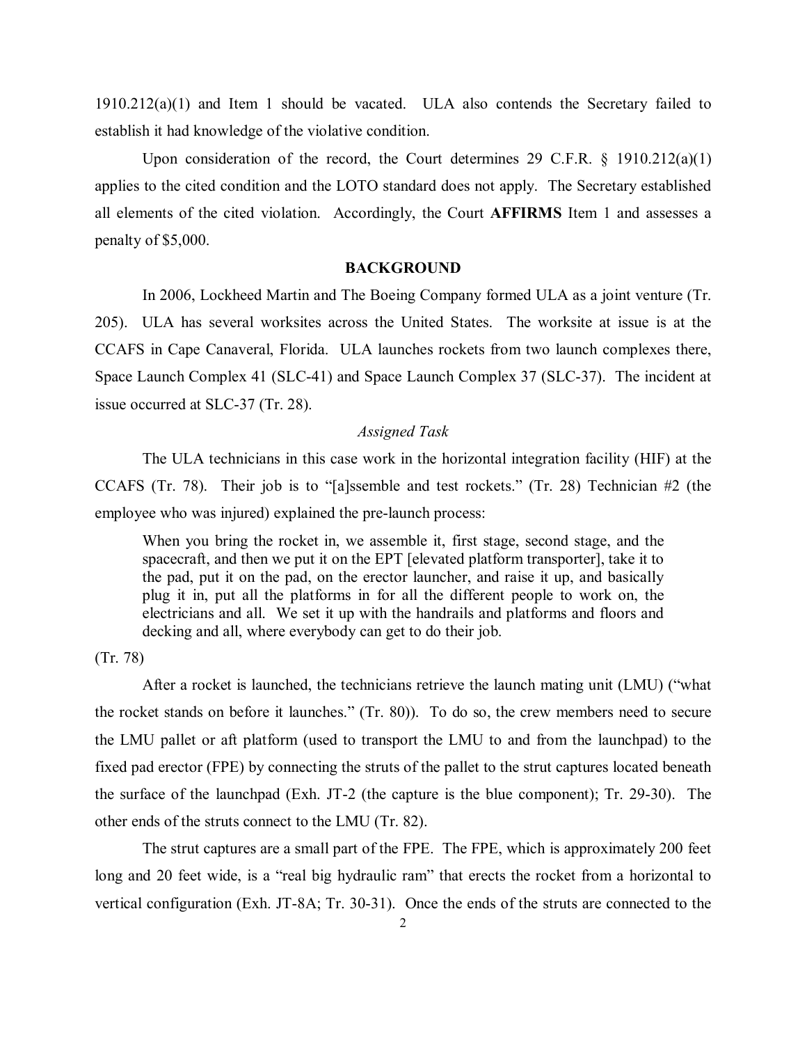1910.212(a)(1) and Item 1 should be vacated. ULA also contends the Secretary failed to establish it had knowledge of the violative condition.

Upon consideration of the record, the Court determines 29 C.F.R. § 1910.212(a)(1) applies to the cited condition and the LOTO standard does not apply. The Secretary established all elements of the cited violation. Accordingly, the Court **AFFIRMS** Item 1 and assesses a penalty of $5,000.

## BACKGROUND

In 2006, Lockheed Martin and The Boeing Company formed ULA as a joint venture (Tr. 205). ULA has several worksites across the United States. The worksite at issue is at the CCAFS in Cape Canaveral, Florida. ULA launches rockets from two launch complexes there, Space Launch Complex 41 (SLC-41) and Space Launch Complex 37 (SLC-37). The incident at issue occurred at SLC-37 (Tr. 28).

### *Assigned Task*

The ULA technicians in this case work in the horizontal integration facility (HIF) at the CCAFS (Tr. 78). Their job is to "[a]ssemble and test rockets." (Tr. 28) Technician #2 (the employee who was injured) explained the pre-launch process:

> When you bring the rocket in, we assemble it, first stage, second stage, and the spacecraft, and then we put it on the EPT [elevated platform transporter], take it to the pad, put it on the pad, on the erector launcher, and raise it up, and basically plug it in, put all the platforms in for all the different people to work on, the electricians and all. We set it up with the handrails and platforms and floors and decking and all, where everybody can get to do their job.

(Tr. 78)

After a rocket is launched, the technicians retrieve the launch mating unit (LMU) ("what the rocket stands on before it launches." (Tr. 80)). To do so, the crew members need to secure the LMU pallet or aft platform (used to transport the LMU to and from the launchpad) to the fixed pad erector (FPE) by connecting the struts of the pallet to the strut captures located beneath the surface of the launchpad (Exh. JT-2 (the capture is the blue component); Tr. 29-30). The other ends of the struts connect to the LMU (Tr. 82).

The strut captures are a small part of the FPE. The FPE, which is approximately 200 feet long and 20 feet wide, is a "real big hydraulic ram" that erects the rocket from a horizontal to vertical configuration (Exh. JT-8A; Tr. 30-31). Once the ends of the struts are connected to the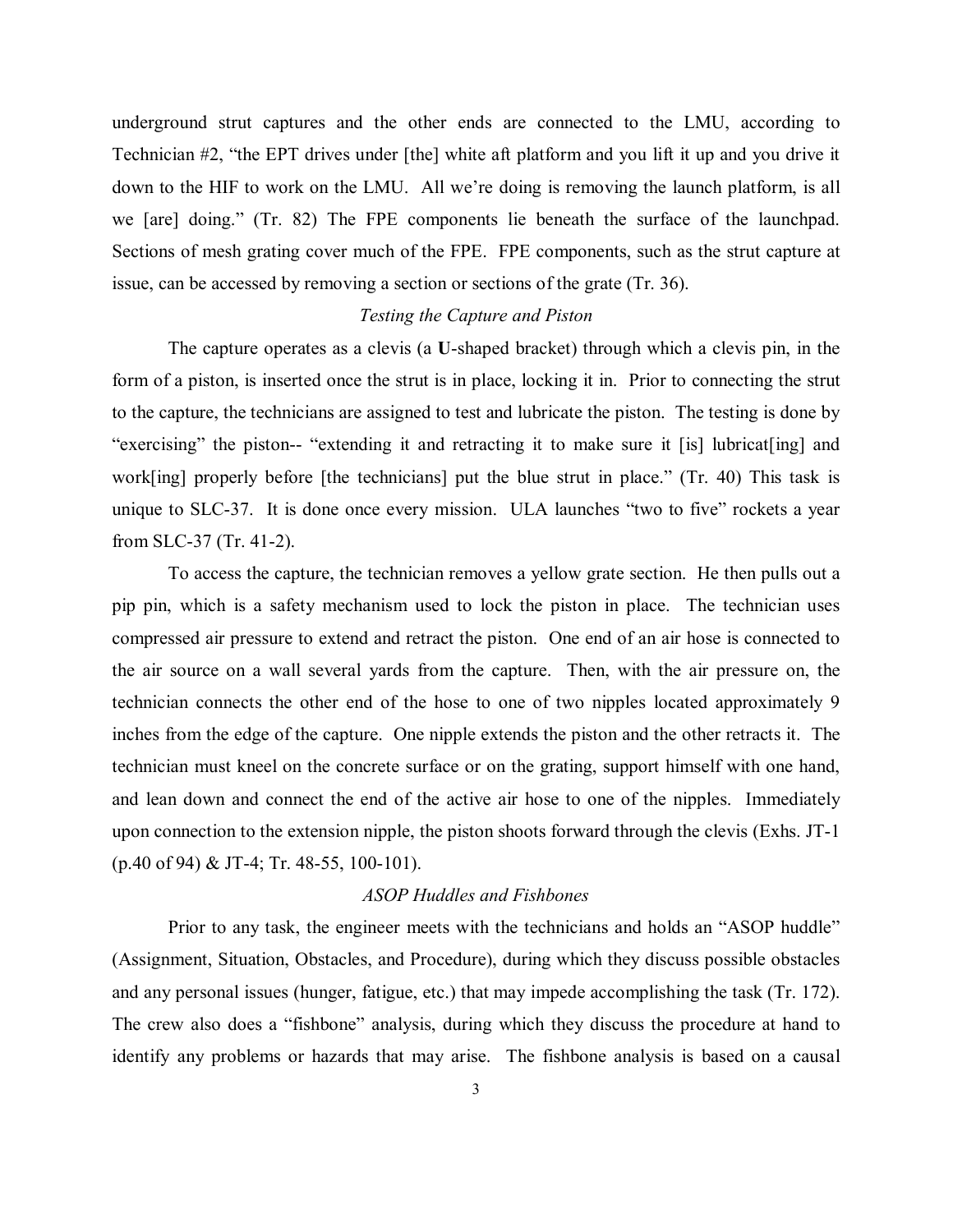underground strut captures and the other ends are connected to the LMU, according to Technician #2, "the EPT drives under [the] white aft platform and you lift it up and you drive it down to the HIF to work on the LMU. All we're doing is removing the launch platform, is all we [are] doing." (Tr. 82) The FPE components lie beneath the surface of the launchpad. Sections of mesh grating cover much of the FPE. FPE components, such as the strut capture at issue, can be accessed by removing a section or sections of the grate (Tr. 36).

*Testing the Capture and Piston*

The capture operates as a clevis (a **U**-shaped bracket) through which a clevis pin, in the form of a piston, is inserted once the strut is in place, locking it in. Prior to connecting the strut to the capture, the technicians are assigned to test and lubricate the piston. The testing is done by "exercising" the piston-- "extending it and retracting it to make sure it [is] lubricat[ing] and work[ing] properly before [the technicians] put the blue strut in place." (Tr. 40) This task is unique to SLC-37. It is done once every mission. ULA launches "two to five" rockets a year from SLC-37 (Tr. 41-2).

To access the capture, the technician removes a yellow grate section. He then pulls out a pip pin, which is a safety mechanism used to lock the piston in place. The technician uses compressed air pressure to extend and retract the piston. One end of an air hose is connected to the air source on a wall several yards from the capture. Then, with the air pressure on, the technician connects the other end of the hose to one of two nipples located approximately 9 inches from the edge of the capture. One nipple extends the piston and the other retracts it. The technician must kneel on the concrete surface or on the grating, support himself with one hand, and lean down and connect the end of the active air hose to one of the nipples. Immediately upon connection to the extension nipple, the piston shoots forward through the clevis (Exhs. JT-1 (p.40 of 94) & JT-4; Tr. 48-55, 100-101).

*ASOP Huddles and Fishbones*

Prior to any task, the engineer meets with the technicians and holds an "ASOP huddle" (Assignment, Situation, Obstacles, and Procedure), during which they discuss possible obstacles and any personal issues (hunger, fatigue, etc.) that may impede accomplishing the task (Tr. 172). The crew also does a "fishbone" analysis, during which they discuss the procedure at hand to identify any problems or hazards that may arise. The fishbone analysis is based on a causal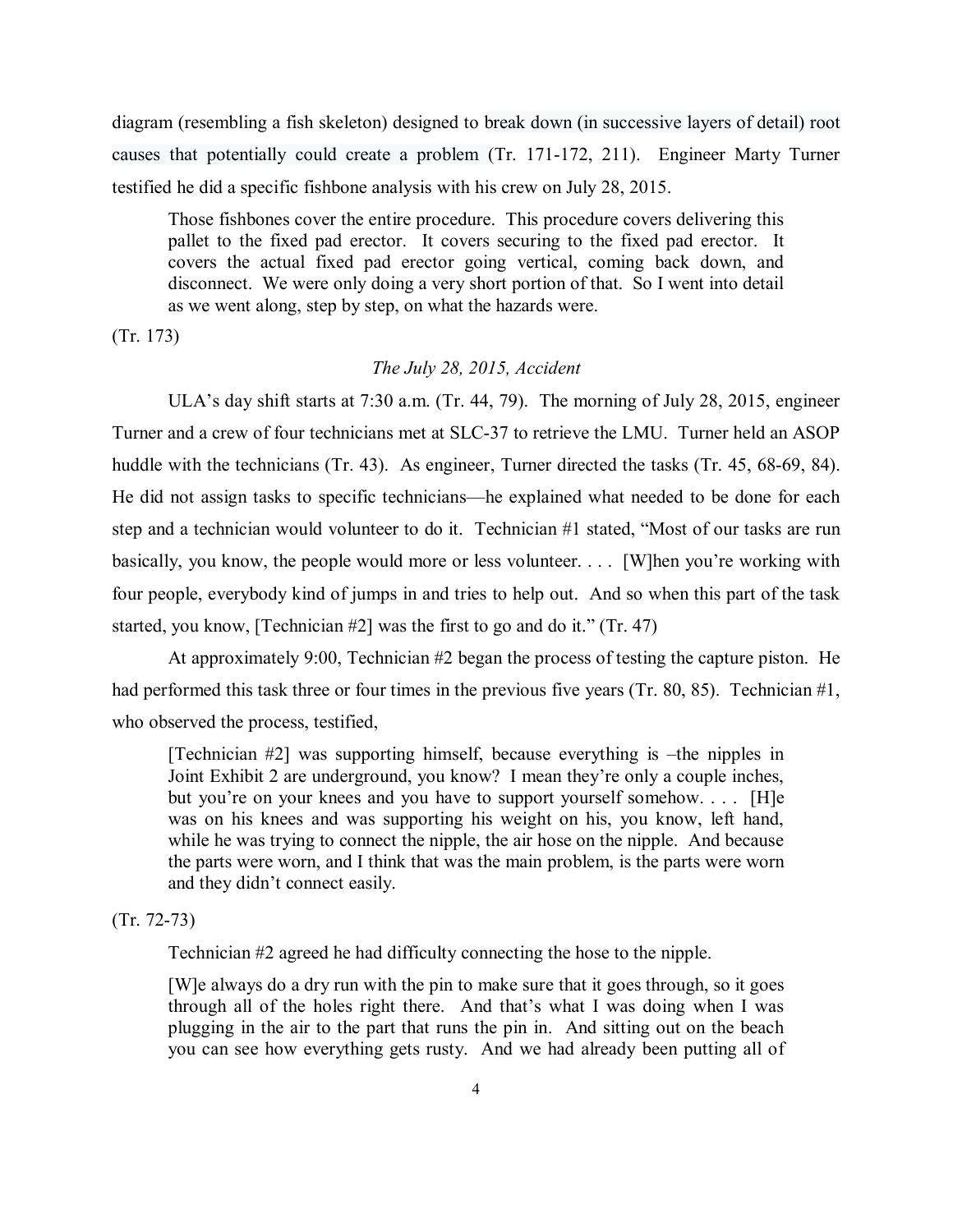diagram (resembling a fish skeleton) designed to break down (in successive layers of detail) root causes that potentially could create a problem (Tr. 171-172, 211). Engineer Marty Turner testified he did a specific fishbone analysis with his crew on July 28, 2015.

> Those fishbones cover the entire procedure. This procedure covers delivering this pallet to the fixed pad erector. It covers securing to the fixed pad erector. It covers the actual fixed pad erector going vertical, coming back down, and disconnect. We were only doing a very short portion of that. So I went into detail as we went along, step by step, on what the hazards were.

(Tr. 173)

*The July 28, 2015, Accident*

ULA's day shift starts at 7:30 a.m. (Tr. 44, 79). The morning of July 28, 2015, engineer Turner and a crew of four technicians met at SLC-37 to retrieve the LMU. Turner held an ASOP huddle with the technicians (Tr. 43). As engineer, Turner directed the tasks (Tr. 45, 68-69, 84). He did not assign tasks to specific technicians—he explained what needed to be done for each step and a technician would volunteer to do it. Technician #1 stated, "Most of our tasks are run basically, you know, the people would more or less volunteer. . . . [W]hen you're working with four people, everybody kind of jumps in and tries to help out. And so when this part of the task started, you know, [Technician #2] was the first to go and do it." (Tr. 47)

At approximately 9:00, Technician #2 began the process of testing the capture piston. He had performed this task three or four times in the previous five years (Tr. 80, 85). Technician #1, who observed the process, testified,

> [Technician #2] was supporting himself, because everything is –the nipples in Joint Exhibit 2 are underground, you know? I mean they're only a couple inches, but you're on your knees and you have to support yourself somehow. . . . [H]e was on his knees and was supporting his weight on his, you know, left hand, while he was trying to connect the nipple, the air hose on the nipple. And because the parts were worn, and I think that was the main problem, is the parts were worn and they didn't connect easily.

(Tr. 72-73)

Technician #2 agreed he had difficulty connecting the hose to the nipple.

> [W]e always do a dry run with the pin to make sure that it goes through, so it goes through all of the holes right there. And that's what I was doing when I was plugging in the air to the part that runs the pin in. And sitting out on the beach you can see how everything gets rusty. And we had already been putting all of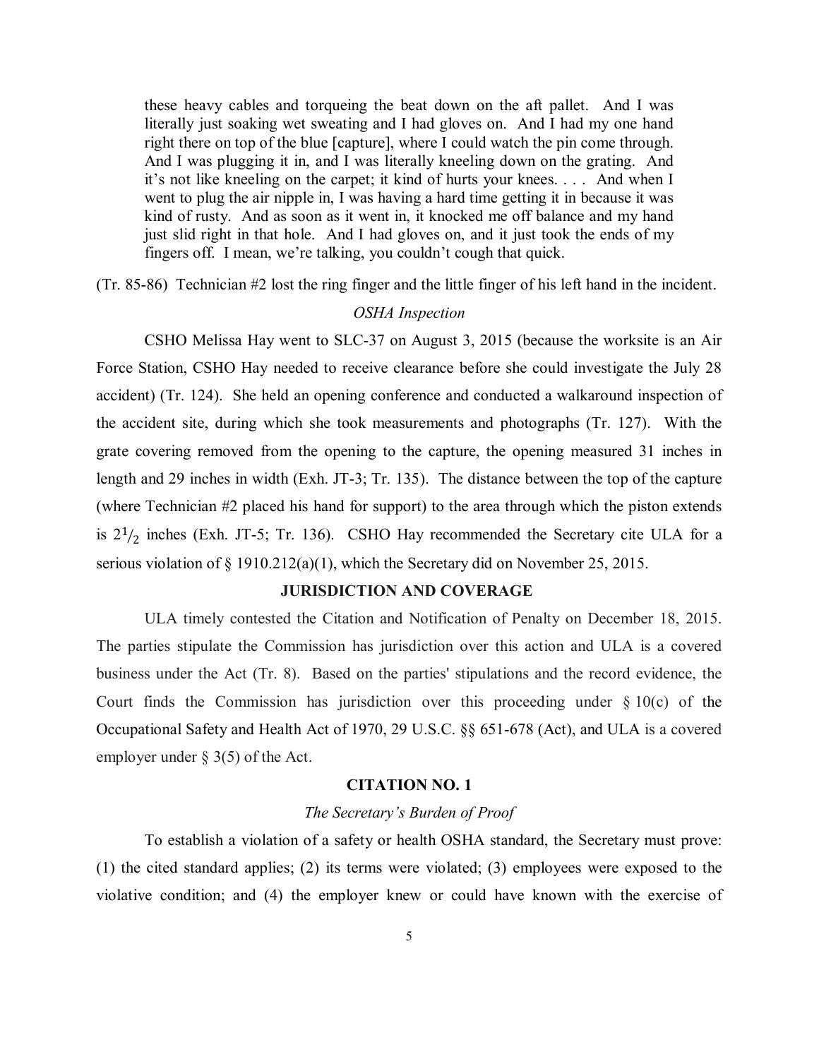> these heavy cables and torqueing the beat down on the aft pallet. And I was literally just soaking wet sweating and I had gloves on. And I had my one hand right there on top of the blue [capture], where I could watch the pin come through. And I was plugging it in, and I was literally kneeling down on the grating. And it's not like kneeling on the carpet; it kind of hurts your knees. . . . And when I went to plug the air nipple in, I was having a hard time getting it in because it was kind of rusty. And as soon as it went in, it knocked me off balance and my hand just slid right in that hole. And I had gloves on, and it just took the ends of my fingers off. I mean, we're talking, you couldn't cough that quick.

(Tr. 85-86) Technician #2 lost the ring finger and the little finger of his left hand in the incident.

*OSHA Inspection*

CSHO Melissa Hay went to SLC-37 on August 3, 2015 (because the worksite is an Air Force Station, CSHO Hay needed to receive clearance before she could investigate the July 28 accident) (Tr. 124). She held an opening conference and conducted a walkaround inspection of the accident site, during which she took measurements and photographs (Tr. 127). With the grate covering removed from the opening to the capture, the opening measured 31 inches in length and 29 inches in width (Exh. JT-3; Tr. 135). The distance between the top of the capture (where Technician #2 placed his hand for support) to the area through which the piston extends is $2^1/_2$ inches (Exh. JT-5; Tr. 136). CSHO Hay recommended the Secretary cite ULA for a serious violation of § 1910.212(a)(1), which the Secretary did on November 25, 2015.

## JURISDICTION AND COVERAGE

ULA timely contested the Citation and Notification of Penalty on December 18, 2015. The parties stipulate the Commission has jurisdiction over this action and ULA is a covered business under the Act (Tr. 8). Based on the parties' stipulations and the record evidence, the Court finds the Commission has jurisdiction over this proceeding under § 10(c) of the Occupational Safety and Health Act of 1970, 29 U.S.C. §§ 651-678 (Act), and ULA is a covered employer under § 3(5) of the Act.

## CITATION NO. 1

*The Secretary's Burden of Proof*

To establish a violation of a safety or health OSHA standard, the Secretary must prove: (1) the cited standard applies; (2) its terms were violated; (3) employees were exposed to the violative condition; and (4) the employer knew or could have known with the exercise of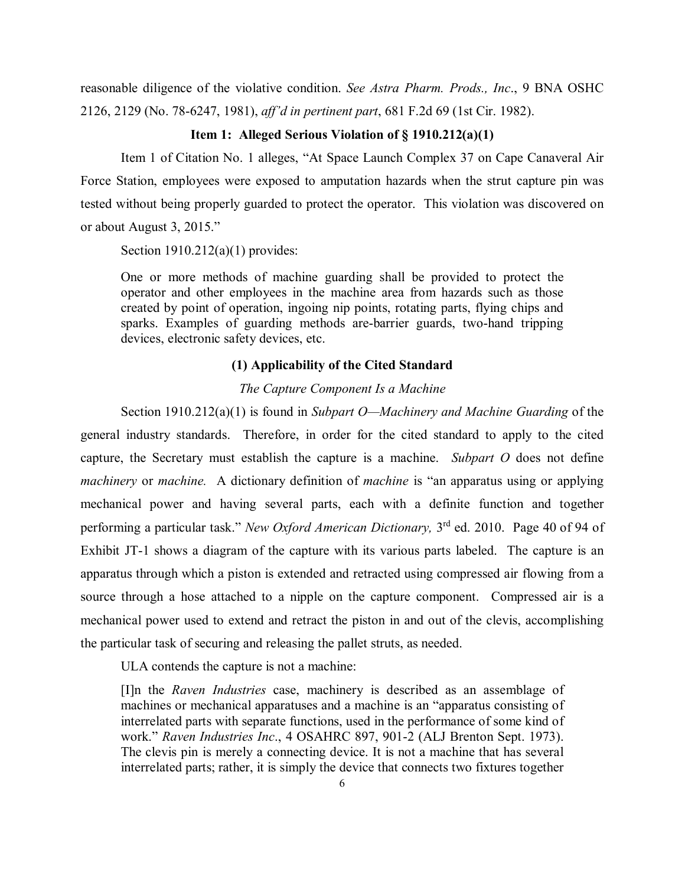reasonable diligence of the violative condition. *See Astra Pharm. Prods., Inc*., 9 BNA OSHC 2126, 2129 (No. 78-6247, 1981), *aff'd in pertinent part*, 681 F.2d 69 (1st Cir. 1982).

### Item 1: Alleged Serious Violation of § 1910.212(a)(1)

Item 1 of Citation No. 1 alleges, "At Space Launch Complex 37 on Cape Canaveral Air Force Station, employees were exposed to amputation hazards when the strut capture pin was tested without being properly guarded to protect the operator. This violation was discovered on or about August 3, 2015."

Section 1910.212(a)(1) provides:

> One or more methods of machine guarding shall be provided to protect the operator and other employees in the machine area from hazards such as those created by point of operation, ingoing nip points, rotating parts, flying chips and sparks. Examples of guarding methods are-barrier guards, two-hand tripping devices, electronic safety devices, etc.

#### (1) Applicability of the Cited Standard

*The Capture Component Is a Machine*

Section 1910.212(a)(1) is found in *Subpart O—Machinery and Machine Guarding* of the general industry standards. Therefore, in order for the cited standard to apply to the cited capture, the Secretary must establish the capture is a machine. *Subpart O* does not define *machinery* or *machine.* A dictionary definition of *machine* is "an apparatus using or applying mechanical power and having several parts, each with a definite function and together performing a particular task." *New Oxford American Dictionary,* 3rd ed. 2010. Page 40 of 94 of Exhibit JT-1 shows a diagram of the capture with its various parts labeled. The capture is an apparatus through which a piston is extended and retracted using compressed air flowing from a source through a hose attached to a nipple on the capture component. Compressed air is a mechanical power used to extend and retract the piston in and out of the clevis, accomplishing the particular task of securing and releasing the pallet struts, as needed.

ULA contends the capture is not a machine:

> [I]n the *Raven Industries* case, machinery is described as an assemblage of machines or mechanical apparatuses and a machine is an "apparatus consisting of interrelated parts with separate functions, used in the performance of some kind of work." *Raven Industries Inc*., 4 OSAHRC 897, 901-2 (ALJ Brenton Sept. 1973). The clevis pin is merely a connecting device. It is not a machine that has several interrelated parts; rather, it is simply the device that connects two fixtures together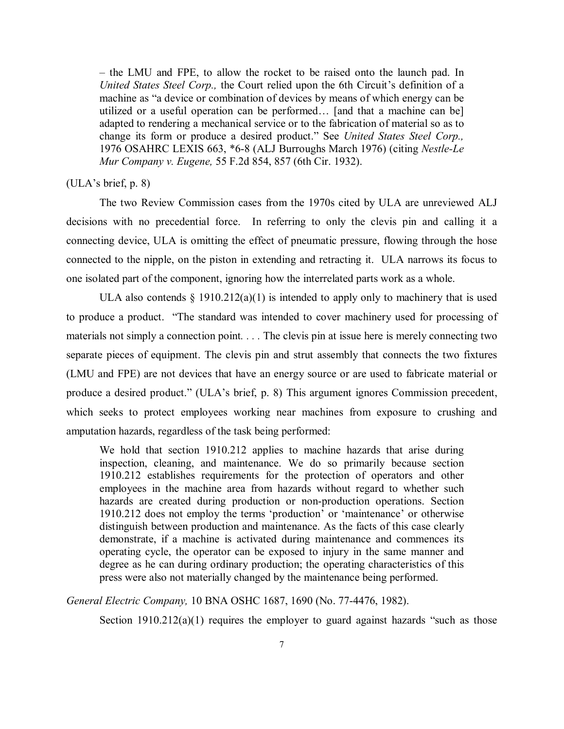> – the LMU and FPE, to allow the rocket to be raised onto the launch pad. In *United States Steel Corp.,* the Court relied upon the 6th Circuit's definition of a machine as "a device or combination of devices by means of which energy can be utilized or a useful operation can be performed… [and that a machine can be] adapted to rendering a mechanical service or to the fabrication of material so as to change its form or produce a desired product." See *United States Steel Corp.,* 1976 OSAHRC LEXIS 663, *6-8 (ALJ Burroughs March 1976) (citing *Nestle-Le Mur Company v. Eugene,* 55 F.2d 854, 857 (6th Cir. 1932).

(ULA's brief, p. 8)

The two Review Commission cases from the 1970s cited by ULA are unreviewed ALJ decisions with no precedential force. In referring to only the clevis pin and calling it a connecting device, ULA is omitting the effect of pneumatic pressure, flowing through the hose connected to the nipple, on the piston in extending and retracting it. ULA narrows its focus to one isolated part of the component, ignoring how the interrelated parts work as a whole.

ULA also contends § 1910.212(a)(1) is intended to apply only to machinery that is used to produce a product. "The standard was intended to cover machinery used for processing of materials not simply a connection point. . . . The clevis pin at issue here is merely connecting two separate pieces of equipment. The clevis pin and strut assembly that connects the two fixtures (LMU and FPE) are not devices that have an energy source or are used to fabricate material or produce a desired product." (ULA's brief, p. 8) This argument ignores Commission precedent, which seeks to protect employees working near machines from exposure to crushing and amputation hazards, regardless of the task being performed:

> We hold that section 1910.212 applies to machine hazards that arise during inspection, cleaning, and maintenance. We do so primarily because section 1910.212 establishes requirements for the protection of operators and other employees in the machine area from hazards without regard to whether such hazards are created during production or non-production operations. Section 1910.212 does not employ the terms 'production' or 'maintenance' or otherwise distinguish between production and maintenance. As the facts of this case clearly demonstrate, if a machine is activated during maintenance and commences its operating cycle, the operator can be exposed to injury in the same manner and degree as he can during ordinary production; the operating characteristics of this press were also not materially changed by the maintenance being performed.

*General Electric Company,* 10 BNA OSHC 1687, 1690 (No. 77-4476, 1982).

Section 1910.212(a)(1) requires the employer to guard against hazards "such as those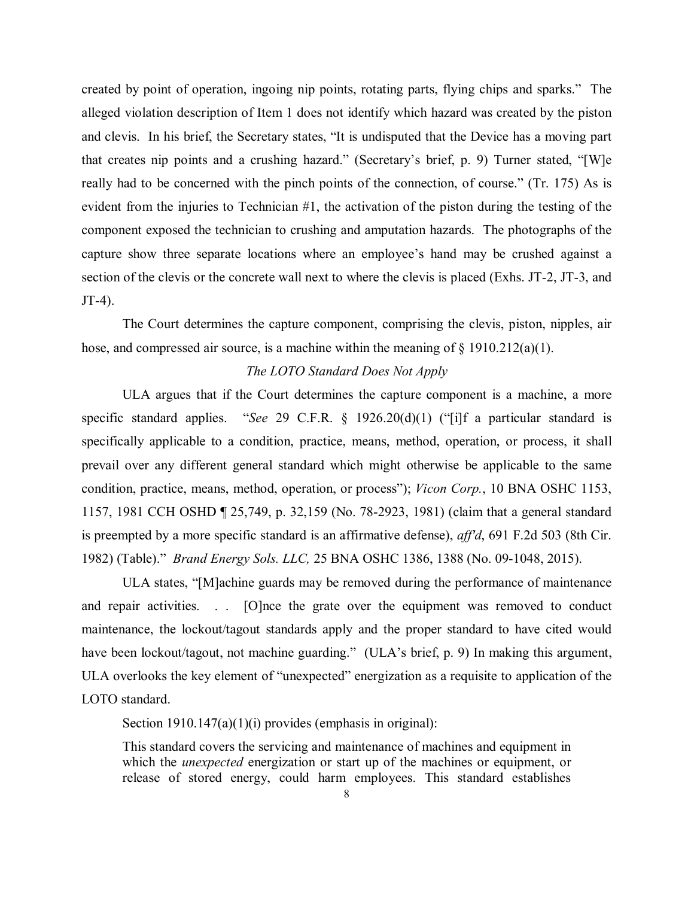created by point of operation, ingoing nip points, rotating parts, flying chips and sparks." The alleged violation description of Item 1 does not identify which hazard was created by the piston and clevis. In his brief, the Secretary states, "It is undisputed that the Device has a moving part that creates nip points and a crushing hazard." (Secretary's brief, p. 9) Turner stated, "[W]e really had to be concerned with the pinch points of the connection, of course." (Tr. 175) As is evident from the injuries to Technician #1, the activation of the piston during the testing of the component exposed the technician to crushing and amputation hazards. The photographs of the capture show three separate locations where an employee's hand may be crushed against a section of the clevis or the concrete wall next to where the clevis is placed (Exhs. JT-2, JT-3, and JT-4).

The Court determines the capture component, comprising the clevis, piston, nipples, air hose, and compressed air source, is a machine within the meaning of § 1910.212(a)(1).

*The LOTO Standard Does Not Apply*

ULA argues that if the Court determines the capture component is a machine, a more specific standard applies. "*See* 29 C.F.R. § 1926.20(d)(1) ("[i]f a particular standard is specifically applicable to a condition, practice, means, method, operation, or process, it shall prevail over any different general standard which might otherwise be applicable to the same condition, practice, means, method, operation, or process"); *Vicon Corp.*, 10 BNA OSHC 1153, 1157, 1981 CCH OSHD ¶ 25,749, p. 32,159 (No. 78-2923, 1981) (claim that a general standard is preempted by a more specific standard is an affirmative defense), *aff'd*, 691 F.2d 503 (8th Cir. 1982) (Table)." *Brand Energy Sols. LLC,* 25 BNA OSHC 1386, 1388 (No. 09-1048, 2015).

ULA states, "[M]achine guards may be removed during the performance of maintenance and repair activities. . . [O]nce the grate over the equipment was removed to conduct maintenance, the lockout/tagout standards apply and the proper standard to have cited would have been lockout/tagout, not machine guarding." (ULA's brief, p. 9) In making this argument, ULA overlooks the key element of "unexpected" energization as a requisite to application of the LOTO standard.

Section 1910.147(a)(1)(i) provides (emphasis in original):

> This standard covers the servicing and maintenance of machines and equipment in which the *unexpected* energization or start up of the machines or equipment, or release of stored energy, could harm employees. This standard establishes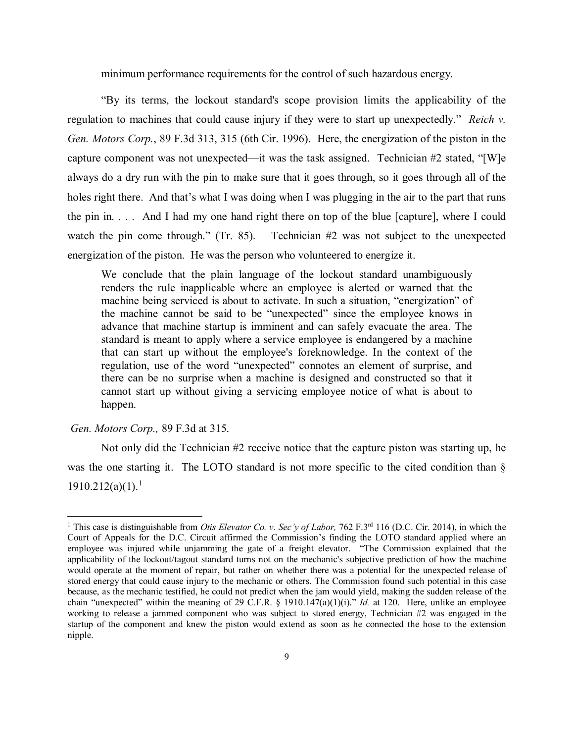minimum performance requirements for the control of such hazardous energy.

"By its terms, the lockout standard's scope provision limits the applicability of the regulation to machines that could cause injury if they were to start up unexpectedly." *Reich v. Gen. Motors Corp.*, 89 F.3d 313, 315 (6th Cir. 1996). Here, the energization of the piston in the capture component was not unexpected—it was the task assigned. Technician #2 stated, "[W]e always do a dry run with the pin to make sure that it goes through, so it goes through all of the holes right there. And that's what I was doing when I was plugging in the air to the part that runs the pin in. . . . And I had my one hand right there on top of the blue [capture], where I could watch the pin come through." (Tr. 85). Technician #2 was not subject to the unexpected energization of the piston. He was the person who volunteered to energize it.

> We conclude that the plain language of the lockout standard unambiguously renders the rule inapplicable where an employee is alerted or warned that the machine being serviced is about to activate. In such a situation, "energization" of the machine cannot be said to be "unexpected" since the employee knows in advance that machine startup is imminent and can safely evacuate the area. The standard is meant to apply where a service employee is endangered by a machine that can start up without the employee's foreknowledge. In the context of the regulation, use of the word "unexpected" connotes an element of surprise, and there can be no surprise when a machine is designed and constructed so that it cannot start up without giving a servicing employee notice of what is about to happen.

*Gen. Motors Corp.,* 89 F.3d at 315.

Not only did the Technician #2 receive notice that the capture piston was starting up, he was the one starting it. The LOTO standard is not more specific to the cited condition than § 1910.212(a)(1).[1]

---

[1] This case is distinguishable from *Otis Elevator Co. v. Sec'y of Labor,* 762 F.3rd 116 (D.C. Cir. 2014), in which the Court of Appeals for the D.C. Circuit affirmed the Commission's finding the LOTO standard applied where an employee was injured while unjamming the gate of a freight elevator. "The Commission explained that the applicability of the lockout/tagout standard turns not on the mechanic's subjective prediction of how the machine would operate at the moment of repair, but rather on whether there was a potential for the unexpected release of stored energy that could cause injury to the mechanic or others. The Commission found such potential in this case because, as the mechanic testified, he could not predict when the jam would yield, making the sudden release of the chain "unexpected" within the meaning of 29 C.F.R. § 1910.147(a)(1)(i)." *Id.* at 120. Here, unlike an employee working to release a jammed component who was subject to stored energy, Technician #2 was engaged in the startup of the component and knew the piston would extend as soon as he connected the hose to the extension nipple.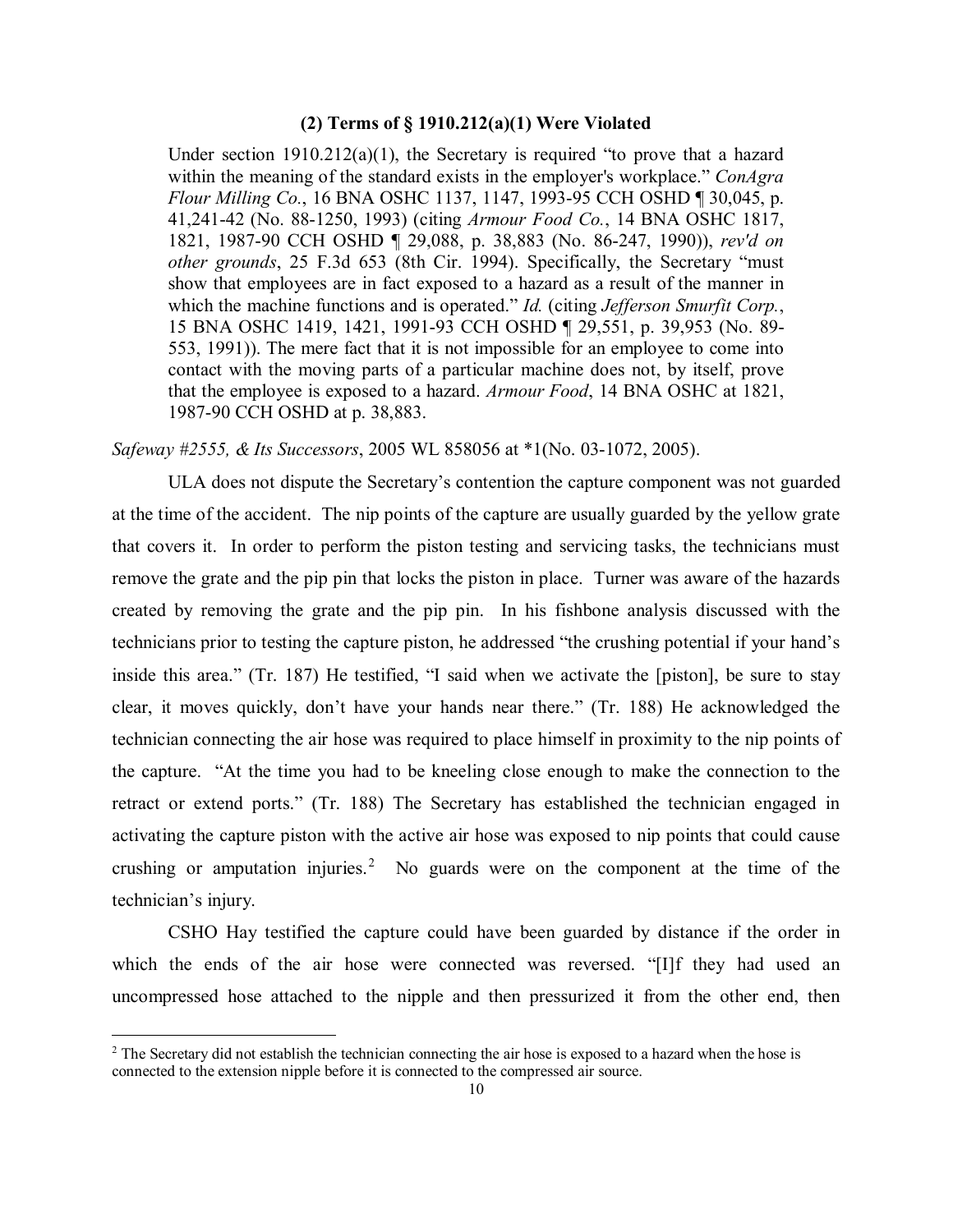**(2) Terms of § 1910.212(a)(1) Were Violated**

> Under section 1910.212(a)(1), the Secretary is required "to prove that a hazard within the meaning of the standard exists in the employer's workplace." *ConAgra Flour Milling Co.*, 16 BNA OSHC 1137, 1147, 1993-95 CCH OSHD ¶ 30,045, p. 41,241-42 (No. 88-1250, 1993) (citing *Armour Food Co.*, 14 BNA OSHC 1817, 1821, 1987-90 CCH OSHD ¶ 29,088, p. 38,883 (No. 86-247, 1990)), *rev'd on other grounds*, 25 F.3d 653 (8th Cir. 1994). Specifically, the Secretary "must show that employees are in fact exposed to a hazard as a result of the manner in which the machine functions and is operated." *Id.* (citing *Jefferson Smurfit Corp.*, 15 BNA OSHC 1419, 1421, 1991-93 CCH OSHD ¶ 29,551, p. 39,953 (No. 89-553, 1991)). The mere fact that it is not impossible for an employee to come into contact with the moving parts of a particular machine does not, by itself, prove that the employee is exposed to a hazard. *Armour Food*, 14 BNA OSHC at 1821, 1987-90 CCH OSHD at p. 38,883.

*Safeway #2555, & Its Successors*, 2005 WL 858056 at *1(No. 03-1072, 2005).

ULA does not dispute the Secretary's contention the capture component was not guarded at the time of the accident. The nip points of the capture are usually guarded by the yellow grate that covers it. In order to perform the piston testing and servicing tasks, the technicians must remove the grate and the pip pin that locks the piston in place. Turner was aware of the hazards created by removing the grate and the pip pin. In his fishbone analysis discussed with the technicians prior to testing the capture piston, he addressed "the crushing potential if your hand's inside this area." (Tr. 187) He testified, "I said when we activate the [piston], be sure to stay clear, it moves quickly, don't have your hands near there." (Tr. 188) He acknowledged the technician connecting the air hose was required to place himself in proximity to the nip points of the capture. "At the time you had to be kneeling close enough to make the connection to the retract or extend ports." (Tr. 188) The Secretary has established the technician engaged in activating the capture piston with the active air hose was exposed to nip points that could cause crushing or amputation injuries.[2] No guards were on the component at the time of the technician's injury.

CSHO Hay testified the capture could have been guarded by distance if the order in which the ends of the air hose were connected was reversed. "[I]f they had used an uncompressed hose attached to the nipple and then pressurized it from the other end, then

[2] The Secretary did not establish the technician connecting the air hose is exposed to a hazard when the hose is connected to the extension nipple before it is connected to the compressed air source.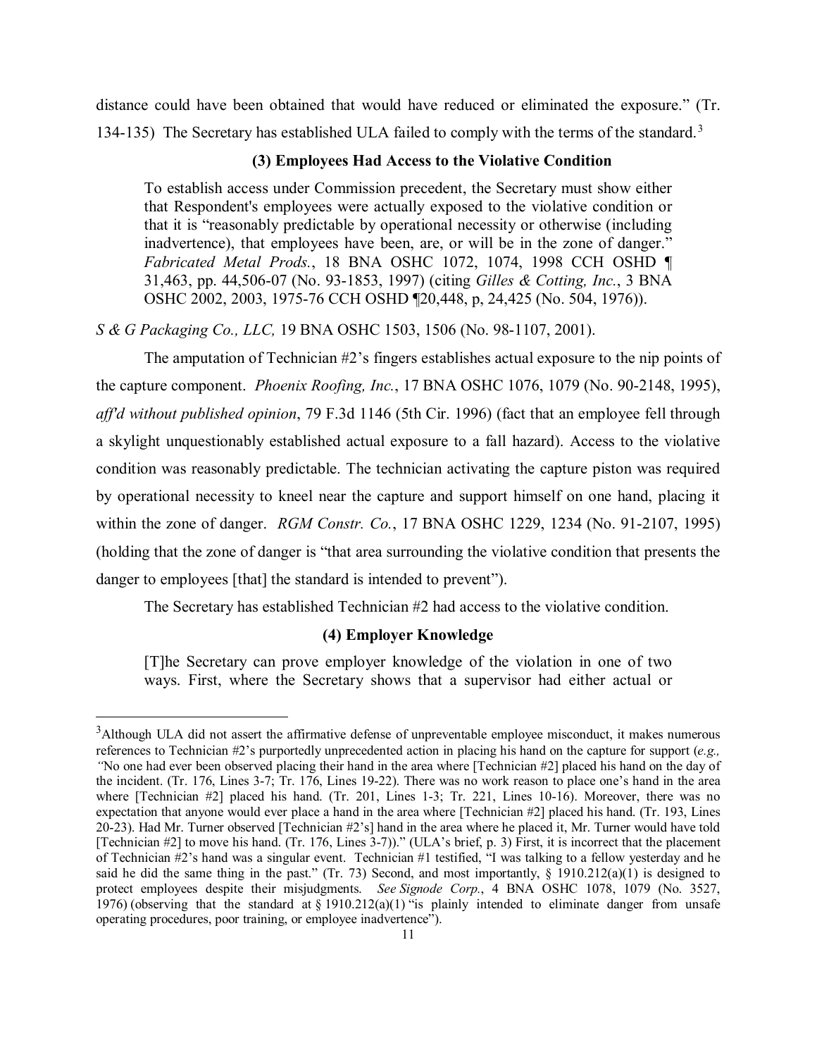distance could have been obtained that would have reduced or eliminated the exposure." (Tr. 134-135) The Secretary has established ULA failed to comply with the terms of the standard.[3]

**(3) Employees Had Access to the Violative Condition**

> To establish access under Commission precedent, the Secretary must show either that Respondent's employees were actually exposed to the violative condition or that it is "reasonably predictable by operational necessity or otherwise (including inadvertence), that employees have been, are, or will be in the zone of danger." *Fabricated Metal Prods.*, 18 BNA OSHC 1072, 1074, 1998 CCH OSHD ¶ 31,463, pp. 44,506-07 (No. 93-1853, 1997) (citing *Gilles & Cotting, Inc.*, 3 BNA OSHC 2002, 2003, 1975-76 CCH OSHD ¶20,448, p, 24,425 (No. 504, 1976)).

*S & G Packaging Co., LLC,* 19 BNA OSHC 1503, 1506 (No. 98-1107, 2001).

The amputation of Technician #2's fingers establishes actual exposure to the nip points of the capture component. *Phoenix Roofing, Inc.*, 17 BNA OSHC 1076, 1079 (No. 90-2148, 1995), *aff'd without published opinion*, 79 F.3d 1146 (5th Cir. 1996) (fact that an employee fell through a skylight unquestionably established actual exposure to a fall hazard). Access to the violative condition was reasonably predictable. The technician activating the capture piston was required by operational necessity to kneel near the capture and support himself on one hand, placing it within the zone of danger. *RGM Constr. Co.*, 17 BNA OSHC 1229, 1234 (No. 91-2107, 1995) (holding that the zone of danger is "that area surrounding the violative condition that presents the danger to employees [that] the standard is intended to prevent").

The Secretary has established Technician #2 had access to the violative condition.

**(4) Employer Knowledge**

> [T]he Secretary can prove employer knowledge of the violation in one of two ways. First, where the Secretary shows that a supervisor had either actual or

---

[3] Although ULA did not assert the affirmative defense of unpreventable employee misconduct, it makes numerous references to Technician #2's purportedly unprecedented action in placing his hand on the capture for support (*e.g., "*No one had ever been observed placing their hand in the area where [Technician #2] placed his hand on the day of the incident. (Tr. 176, Lines 3-7; Tr. 176, Lines 19-22). There was no work reason to place one's hand in the area where [Technician #2] placed his hand. (Tr. 201, Lines 1-3; Tr. 221, Lines 10-16). Moreover, there was no expectation that anyone would ever place a hand in the area where [Technician #2] placed his hand. (Tr. 193, Lines 20-23). Had Mr. Turner observed [Technician #2's] hand in the area where he placed it, Mr. Turner would have told [Technician #2] to move his hand. (Tr. 176, Lines 3-7))." (ULA's brief, p. 3) First, it is incorrect that the placement of Technician #2's hand was a singular event. Technician #1 testified, "I was talking to a fellow yesterday and he said he did the same thing in the past." (Tr. 73) Second, and most importantly, § 1910.212(a)(1) is designed to protect employees despite their misjudgments. *See Signode Corp.*, 4 BNA OSHC 1078, 1079 (No. 3527, 1976) (observing that the standard at § 1910.212(a)(1) "is plainly intended to eliminate danger from unsafe operating procedures, poor training, or employee inadvertence").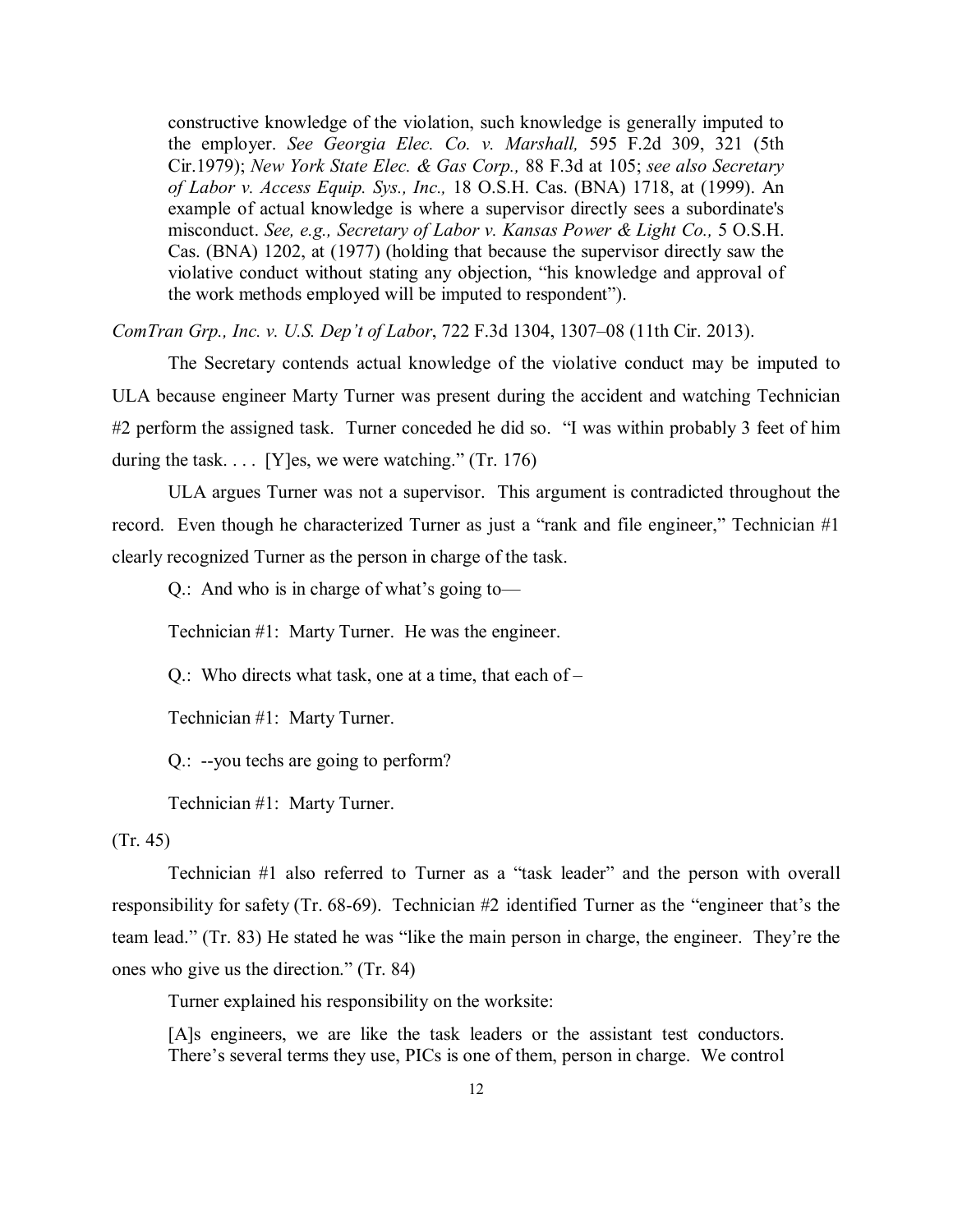> constructive knowledge of the violation, such knowledge is generally imputed to the employer. *See Georgia Elec. Co. v. Marshall,* 595 F.2d 309, 321 (5th Cir.1979); *New York State Elec. & Gas Corp.,* 88 F.3d at 105; *see also Secretary of Labor v. Access Equip. Sys., Inc.,* 18 O.S.H. Cas. (BNA) 1718, at (1999). An example of actual knowledge is where a supervisor directly sees a subordinate's misconduct. *See, e.g., Secretary of Labor v. Kansas Power & Light Co.,* 5 O.S.H. Cas. (BNA) 1202, at (1977) (holding that because the supervisor directly saw the violative conduct without stating any objection, "his knowledge and approval of the work methods employed will be imputed to respondent").

*ComTran Grp., Inc. v. U.S. Dep't of Labor*, 722 F.3d 1304, 1307–08 (11th Cir. 2013).

The Secretary contends actual knowledge of the violative conduct may be imputed to ULA because engineer Marty Turner was present during the accident and watching Technician #2 perform the assigned task. Turner conceded he did so. "I was within probably 3 feet of him during the task. . . . [Y]es, we were watching." (Tr. 176)

ULA argues Turner was not a supervisor. This argument is contradicted throughout the record. Even though he characterized Turner as just a "rank and file engineer," Technician #1 clearly recognized Turner as the person in charge of the task.

> Q.: And who is in charge of what's going to—
>
> Technician #1: Marty Turner. He was the engineer.
>
> Q.: Who directs what task, one at a time, that each of –
>
> Technician #1: Marty Turner.
>
> Q.: --you techs are going to perform?
>
> Technician #1: Marty Turner.

(Tr. 45)

Technician #1 also referred to Turner as a "task leader" and the person with overall responsibility for safety (Tr. 68-69). Technician #2 identified Turner as the "engineer that's the team lead." (Tr. 83) He stated he was "like the main person in charge, the engineer. They're the ones who give us the direction." (Tr. 84)

Turner explained his responsibility on the worksite:

> [A]s engineers, we are like the task leaders or the assistant test conductors. There's several terms they use, PICs is one of them, person in charge. We control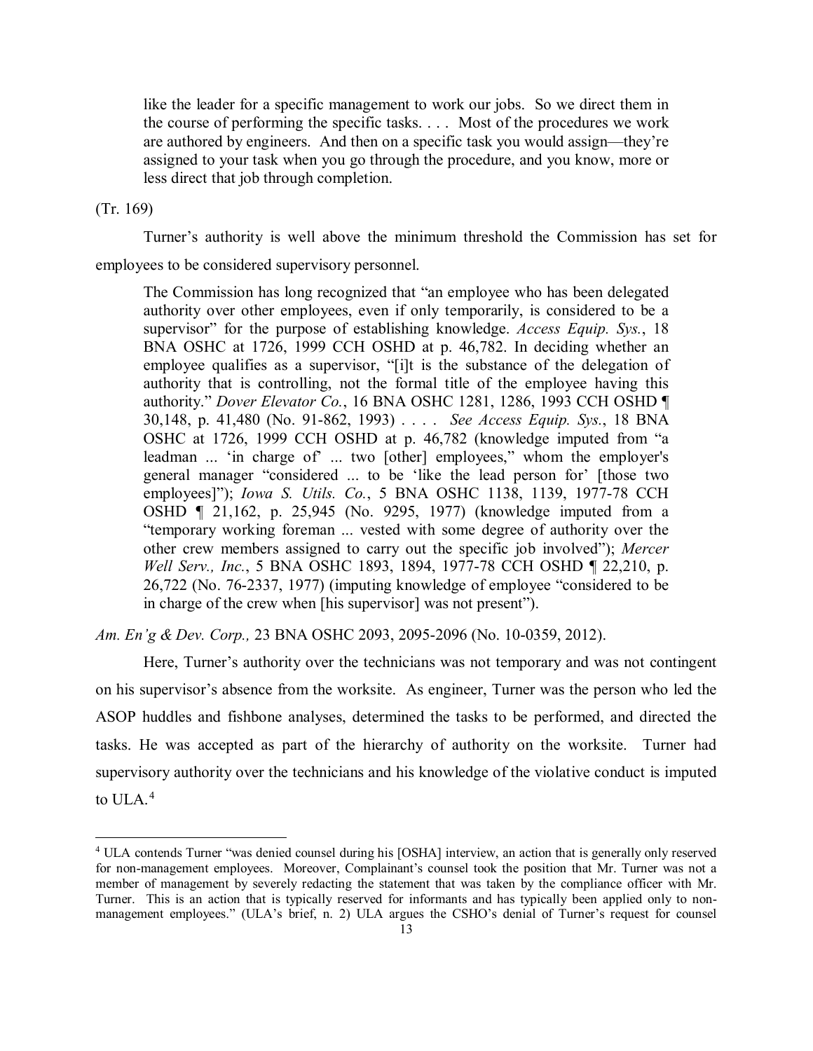> like the leader for a specific management to work our jobs. So we direct them in the course of performing the specific tasks. . . . Most of the procedures we work are authored by engineers. And then on a specific task you would assign—they're assigned to your task when you go through the procedure, and you know, more or less direct that job through completion.

(Tr. 169)

Turner's authority is well above the minimum threshold the Commission has set for employees to be considered supervisory personnel.

> The Commission has long recognized that "an employee who has been delegated authority over other employees, even if only temporarily, is considered to be a supervisor" for the purpose of establishing knowledge. *Access Equip. Sys.*, 18 BNA OSHC at 1726, 1999 CCH OSHD at p. 46,782. In deciding whether an employee qualifies as a supervisor, "[i]t is the substance of the delegation of authority that is controlling, not the formal title of the employee having this authority." *Dover Elevator Co.*, 16 BNA OSHC 1281, 1286, 1993 CCH OSHD ¶ 30,148, p. 41,480 (No. 91-862, 1993) . . . . *See Access Equip. Sys.*, 18 BNA OSHC at 1726, 1999 CCH OSHD at p. 46,782 (knowledge imputed from "a leadman ... 'in charge of' ... two [other] employees," whom the employer's general manager "considered ... to be 'like the lead person for' [those two employees]"); *Iowa S. Utils. Co.*, 5 BNA OSHC 1138, 1139, 1977-78 CCH OSHD ¶ 21,162, p. 25,945 (No. 9295, 1977) (knowledge imputed from a "temporary working foreman ... vested with some degree of authority over the other crew members assigned to carry out the specific job involved"); *Mercer Well Serv., Inc.*, 5 BNA OSHC 1893, 1894, 1977-78 CCH OSHD ¶ 22,210, p. 26,722 (No. 76-2337, 1977) (imputing knowledge of employee "considered to be in charge of the crew when [his supervisor] was not present").

*Am. En'g & Dev. Corp.,* 23 BNA OSHC 2093, 2095-2096 (No. 10-0359, 2012).

Here, Turner's authority over the technicians was not temporary and was not contingent on his supervisor's absence from the worksite. As engineer, Turner was the person who led the ASOP huddles and fishbone analyses, determined the tasks to be performed, and directed the tasks. He was accepted as part of the hierarchy of authority on the worksite. Turner had supervisory authority over the technicians and his knowledge of the violative conduct is imputed to ULA.[4]

---

[4] ULA contends Turner "was denied counsel during his [OSHA] interview, an action that is generally only reserved for non-management employees. Moreover, Complainant's counsel took the position that Mr. Turner was not a member of management by severely redacting the statement that was taken by the compliance officer with Mr. Turner. This is an action that is typically reserved for informants and has typically been applied only to non-management employees." (ULA's brief, n. 2) ULA argues the CSHO's denial of Turner's request for counsel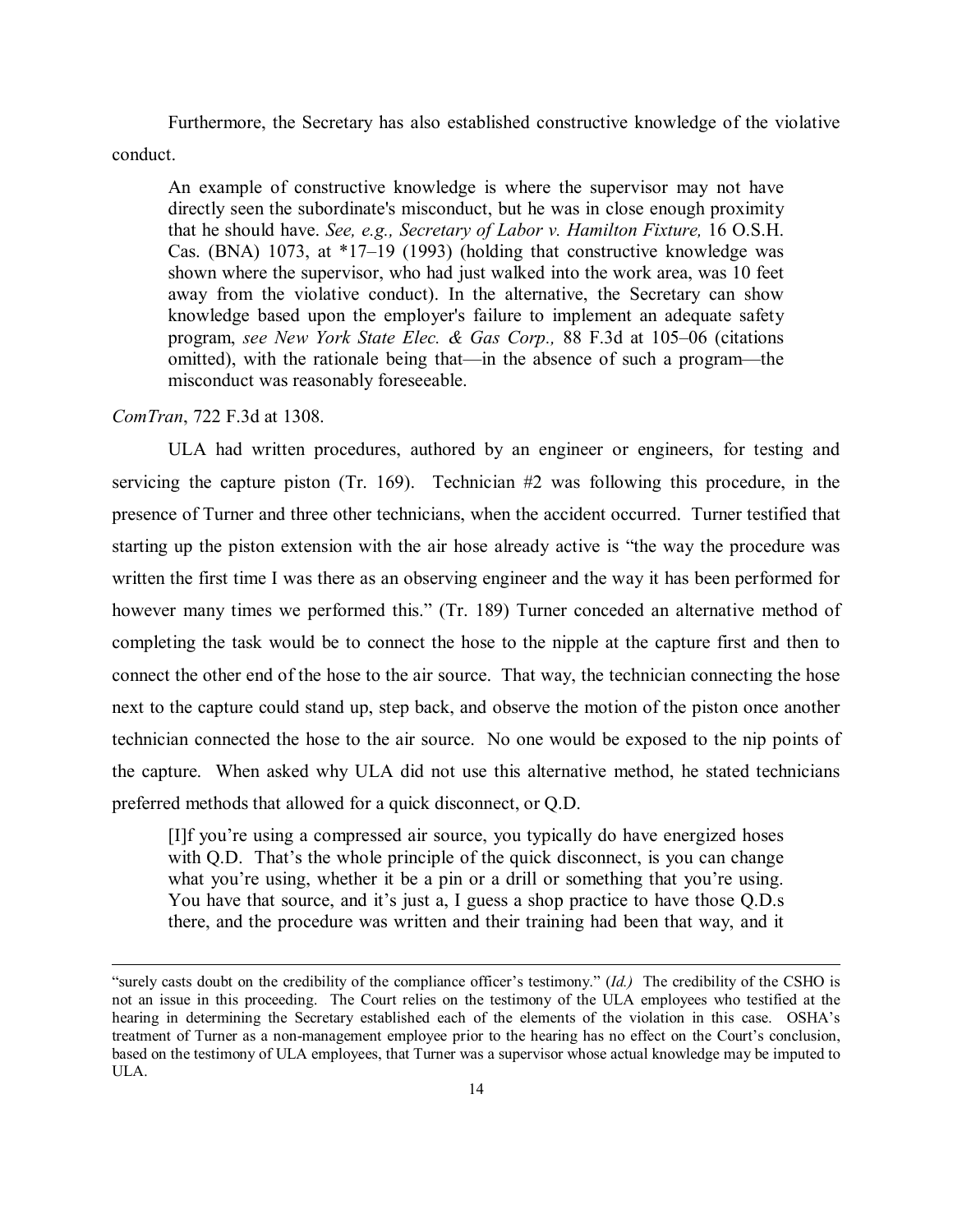Furthermore, the Secretary has also established constructive knowledge of the violative conduct.

> An example of constructive knowledge is where the supervisor may not have directly seen the subordinate's misconduct, but he was in close enough proximity that he should have. *See, e.g., Secretary of Labor v. Hamilton Fixture,* 16 O.S.H. Cas. (BNA) 1073, at *17–19 (1993) (holding that constructive knowledge was shown where the supervisor, who had just walked into the work area, was 10 feet away from the violative conduct). In the alternative, the Secretary can show knowledge based upon the employer's failure to implement an adequate safety program, *see New York State Elec. & Gas Corp.,* 88 F.3d at 105–06 (citations omitted), with the rationale being that—in the absence of such a program—the misconduct was reasonably foreseeable.

*ComTran*, 722 F.3d at 1308.

ULA had written procedures, authored by an engineer or engineers, for testing and servicing the capture piston (Tr. 169). Technician #2 was following this procedure, in the presence of Turner and three other technicians, when the accident occurred. Turner testified that starting up the piston extension with the air hose already active is "the way the procedure was written the first time I was there as an observing engineer and the way it has been performed for however many times we performed this." (Tr. 189) Turner conceded an alternative method of completing the task would be to connect the hose to the nipple at the capture first and then to connect the other end of the hose to the air source. That way, the technician connecting the hose next to the capture could stand up, step back, and observe the motion of the piston once another technician connected the hose to the air source. No one would be exposed to the nip points of the capture. When asked why ULA did not use this alternative method, he stated technicians preferred methods that allowed for a quick disconnect, or Q.D.

> [I]f you're using a compressed air source, you typically do have energized hoses with Q.D. That's the whole principle of the quick disconnect, is you can change what you're using, whether it be a pin or a drill or something that you're using. You have that source, and it's just a, I guess a shop practice to have those Q.D.s there, and the procedure was written and their training had been that way, and it

---

"surely casts doubt on the credibility of the compliance officer's testimony." (*Id.)* The credibility of the CSHO is not an issue in this proceeding. The Court relies on the testimony of the ULA employees who testified at the hearing in determining the Secretary established each of the elements of the violation in this case. OSHA's treatment of Turner as a non-management employee prior to the hearing has no effect on the Court's conclusion, based on the testimony of ULA employees, that Turner was a supervisor whose actual knowledge may be imputed to ULA.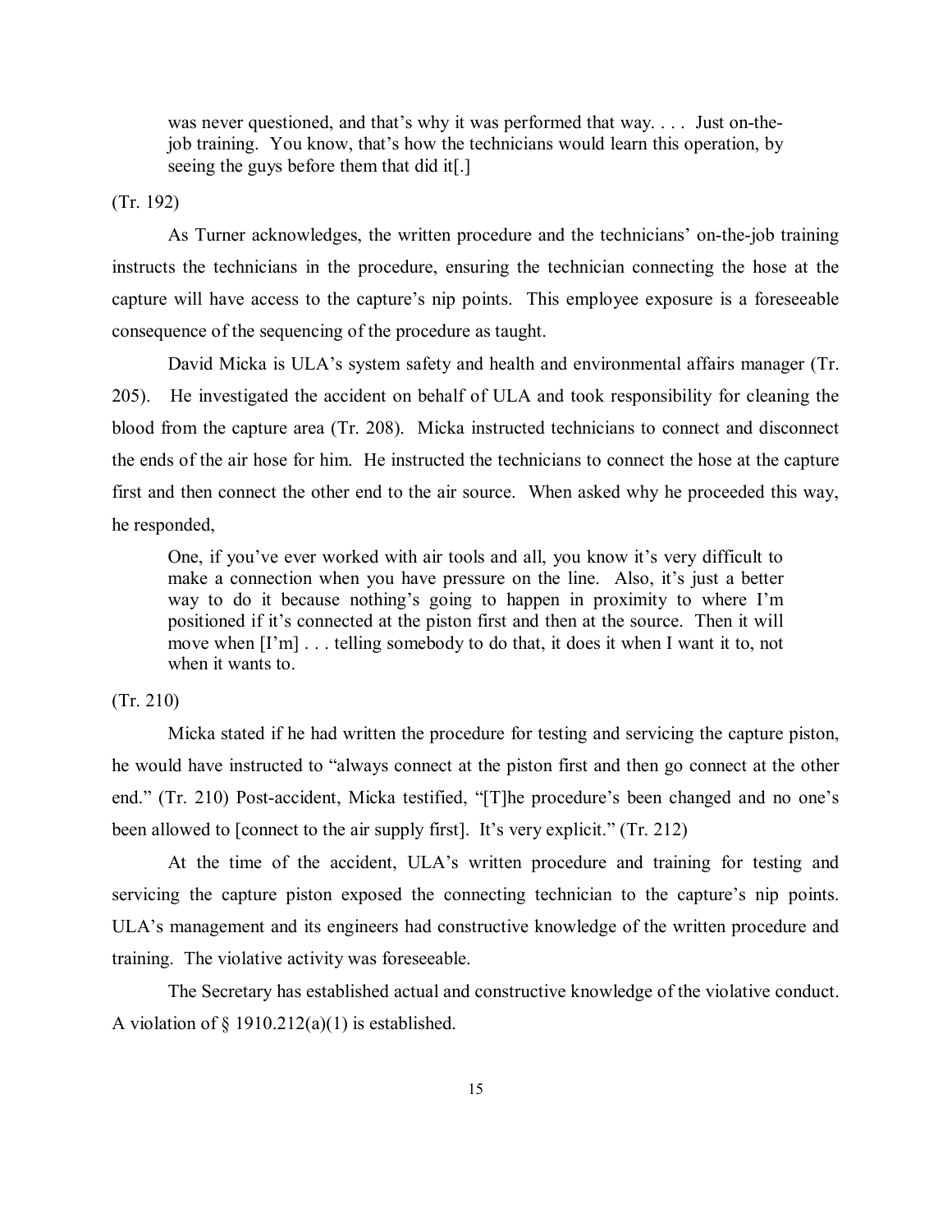> was never questioned, and that's why it was performed that way. . . . Just on-the-job training. You know, that's how the technicians would learn this operation, by seeing the guys before them that did it[.]

(Tr. 192)

As Turner acknowledges, the written procedure and the technicians' on-the-job training instructs the technicians in the procedure, ensuring the technician connecting the hose at the capture will have access to the capture's nip points. This employee exposure is a foreseeable consequence of the sequencing of the procedure as taught.

David Micka is ULA's system safety and health and environmental affairs manager (Tr. 205). He investigated the accident on behalf of ULA and took responsibility for cleaning the blood from the capture area (Tr. 208). Micka instructed technicians to connect and disconnect the ends of the air hose for him. He instructed the technicians to connect the hose at the capture first and then connect the other end to the air source. When asked why he proceeded this way, he responded,

> One, if you've ever worked with air tools and all, you know it's very difficult to make a connection when you have pressure on the line. Also, it's just a better way to do it because nothing's going to happen in proximity to where I'm positioned if it's connected at the piston first and then at the source. Then it will move when [I'm] . . . telling somebody to do that, it does it when I want it to, not when it wants to.

(Tr. 210)

Micka stated if he had written the procedure for testing and servicing the capture piston, he would have instructed to "always connect at the piston first and then go connect at the other end." (Tr. 210) Post-accident, Micka testified, "[T]he procedure's been changed and no one's been allowed to [connect to the air supply first]. It's very explicit." (Tr. 212)

At the time of the accident, ULA's written procedure and training for testing and servicing the capture piston exposed the connecting technician to the capture's nip points. ULA's management and its engineers had constructive knowledge of the written procedure and training. The violative activity was foreseeable.

The Secretary has established actual and constructive knowledge of the violative conduct. A violation of § 1910.212(a)(1) is established.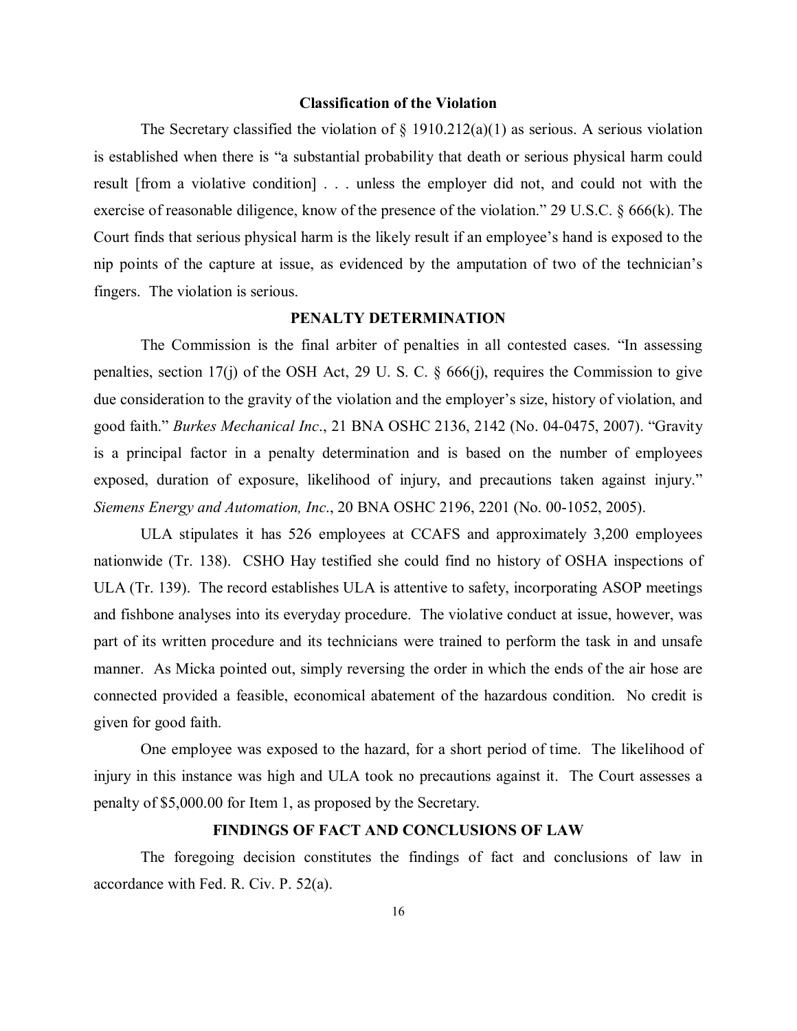**Classification of the Violation**

The Secretary classified the violation of § 1910.212(a)(1) as serious. A serious violation is established when there is "a substantial probability that death or serious physical harm could result [from a violative condition] . . . unless the employer did not, and could not with the exercise of reasonable diligence, know of the presence of the violation." 29 U.S.C. § 666(k). The Court finds that serious physical harm is the likely result if an employee's hand is exposed to the nip points of the capture at issue, as evidenced by the amputation of two of the technician's fingers. The violation is serious.

## PENALTY DETERMINATION

The Commission is the final arbiter of penalties in all contested cases. "In assessing penalties, section 17(j) of the OSH Act, 29 U. S. C. § 666(j), requires the Commission to give due consideration to the gravity of the violation and the employer's size, history of violation, and good faith." *Burkes Mechanical Inc*., 21 BNA OSHC 2136, 2142 (No. 04-0475, 2007). "Gravity is a principal factor in a penalty determination and is based on the number of employees exposed, duration of exposure, likelihood of injury, and precautions taken against injury." *Siemens Energy and Automation, Inc*., 20 BNA OSHC 2196, 2201 (No. 00-1052, 2005).

ULA stipulates it has 526 employees at CCAFS and approximately 3,200 employees nationwide (Tr. 138). CSHO Hay testified she could find no history of OSHA inspections of ULA (Tr. 139). The record establishes ULA is attentive to safety, incorporating ASOP meetings and fishbone analyses into its everyday procedure. The violative conduct at issue, however, was part of its written procedure and its technicians were trained to perform the task in and unsafe manner. As Micka pointed out, simply reversing the order in which the ends of the air hose are connected provided a feasible, economical abatement of the hazardous condition. No credit is given for good faith.

One employee was exposed to the hazard, for a short period of time. The likelihood of injury in this instance was high and ULA took no precautions against it. The Court assesses a penalty of $5,000.00 for Item 1, as proposed by the Secretary.

## FINDINGS OF FACT AND CONCLUSIONS OF LAW

The foregoing decision constitutes the findings of fact and conclusions of law in accordance with Fed. R. Civ. P. 52(a).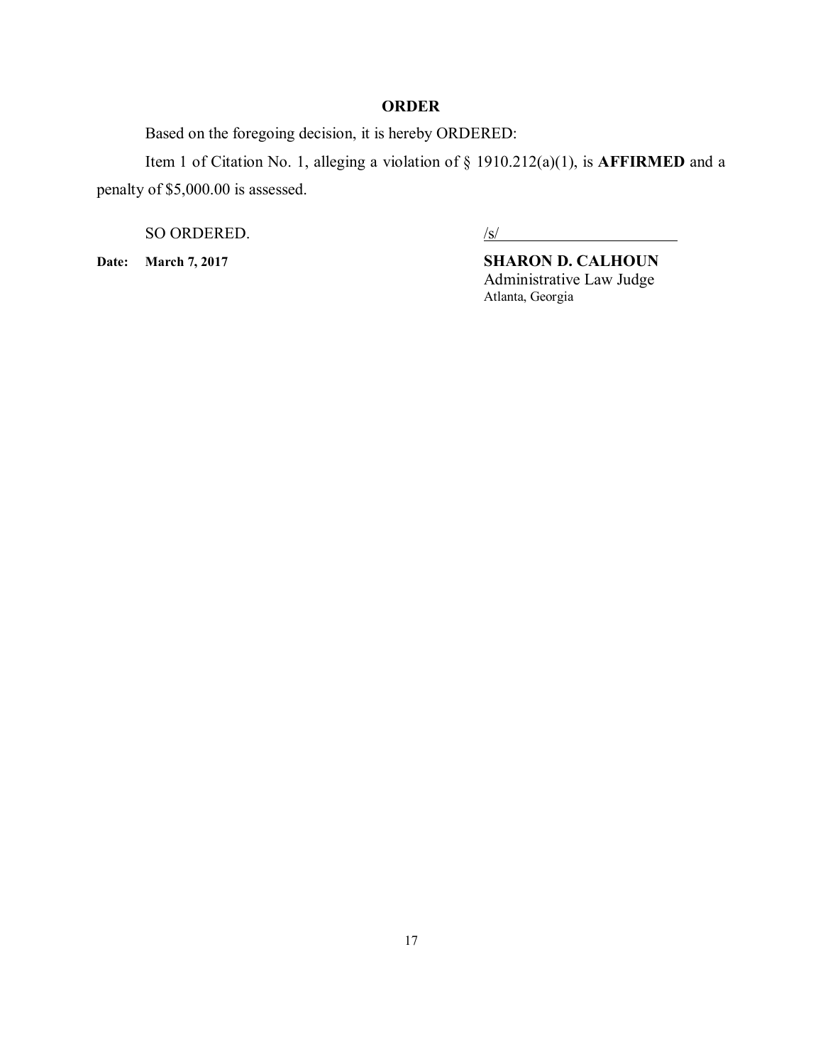## ORDER

Based on the foregoing decision, it is hereby ORDERED:

Item 1 of Citation No. 1, alleging a violation of § 1910.212(a)(1), is **AFFIRMED** and a penalty of $5,000.00 is assessed.

SO ORDERED.

/s/

**Date: March 7, 2017**

**SHARON D. CALHOUN**
Administrative Law Judge
Atlanta, Georgia